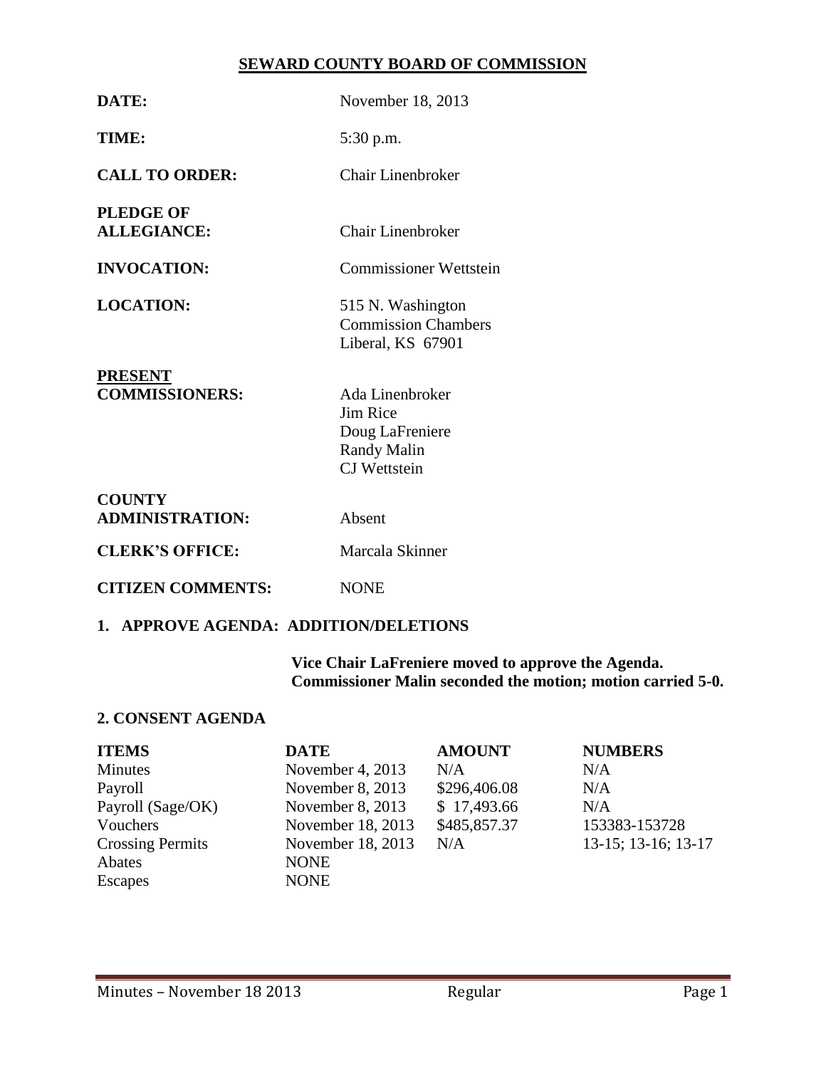# SEWARD COUNTY BOARD OF COMMISSION

**DATE:** November 18, 2013

**TIME:** 5:30 p.m.

**CALL TO ORDER:** Chair Linenbroker

**PLEDGE OF ALLEGIANCE:** Chair Linenbroker

**INVOCATION:** Commissioner Wettstein

**LOCATION:** 515 N. Washington
Commission Chambers
Liberal, KS 67901

**PRESENT COMMISSIONERS:**
Ada Linenbroker
Jim Rice
Doug LaFreniere
Randy Malin
CJ Wettstein

**COUNTY ADMINISTRATION:** Absent

**CLERK'S OFFICE:** Marcala Skinner

**CITIZEN COMMENTS:** NONE

## 1. APPROVE AGENDA: ADDITION/DELETIONS

**Vice Chair LaFreniere moved to approve the Agenda. Commissioner Malin seconded the motion; motion carried 5-0.**

## 2. CONSENT AGENDA

| ITEMS | DATE | AMOUNT | NUMBERS |
|---|---|---|---|
| Minutes | November 4, 2013 | N/A | N/A |
| Payroll | November 8, 2013 | $296,406.08 | N/A |
| Payroll (Sage/OK) | November 8, 2013 | $ 17,493.66 | N/A |
| Vouchers | November 18, 2013 | $485,857.37 | 153383-153728 |
| Crossing Permits | November 18, 2013 | N/A | 13-15; 13-16; 13-17 |
| Abates | NONE | | |
| Escapes | NONE | | |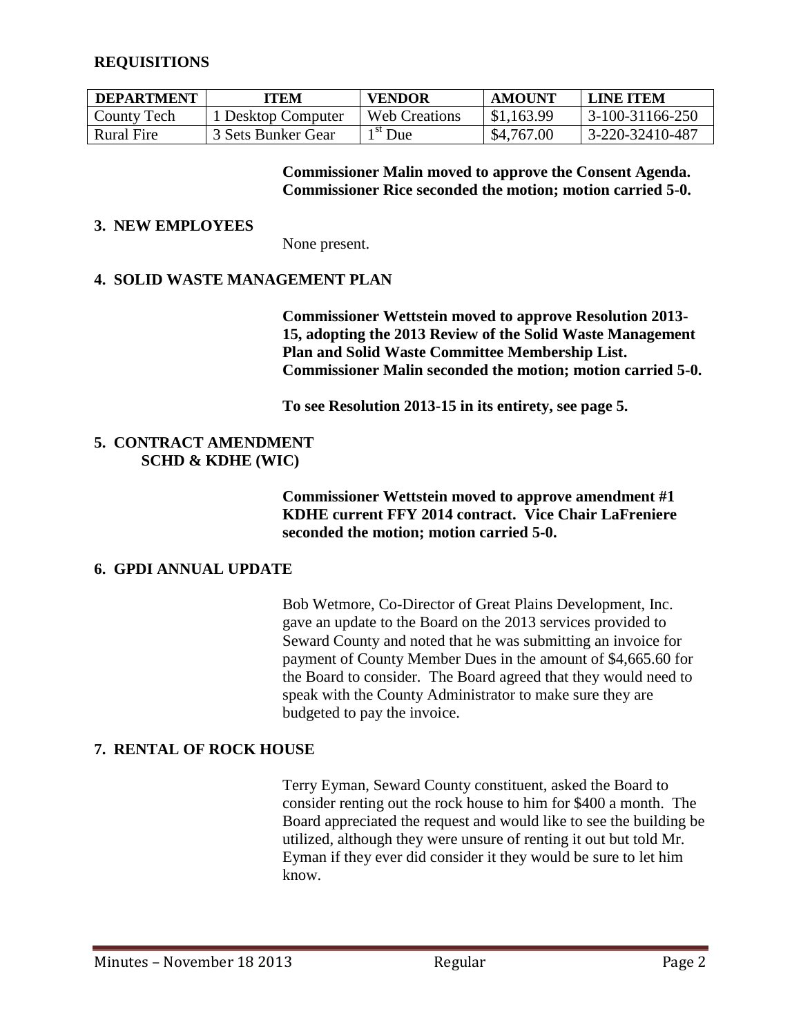**REQUISITIONS**

| DEPARTMENT | ITEM | VENDOR | AMOUNT | LINE ITEM |
|---|---|---|---|---|
| County Tech | 1 Desktop Computer | Web Creations | \$1,163.99 | 3-100-31166-250 |
| Rural Fire | 3 Sets Bunker Gear | 1st Due | \$4,767.00 | 3-220-32410-487 |

**Commissioner Malin moved to approve the Consent Agenda. Commissioner Rice seconded the motion; motion carried 5-0.**

**3. NEW EMPLOYEES**

None present.

**4. SOLID WASTE MANAGEMENT PLAN**

**Commissioner Wettstein moved to approve Resolution 2013-15, adopting the 2013 Review of the Solid Waste Management Plan and Solid Waste Committee Membership List. Commissioner Malin seconded the motion; motion carried 5-0.**

**To see Resolution 2013-15 in its entirety, see page 5.**

**5. CONTRACT AMENDMENT
SCHD & KDHE (WIC)**

**Commissioner Wettstein moved to approve amendment #1 KDHE current FFY 2014 contract. Vice Chair LaFreniere seconded the motion; motion carried 5-0.**

**6. GPDI ANNUAL UPDATE**

Bob Wetmore, Co-Director of Great Plains Development, Inc. gave an update to the Board on the 2013 services provided to Seward County and noted that he was submitting an invoice for payment of County Member Dues in the amount of \$4,665.60 for the Board to consider. The Board agreed that they would need to speak with the County Administrator to make sure they are budgeted to pay the invoice.

**7. RENTAL OF ROCK HOUSE**

Terry Eyman, Seward County constituent, asked the Board to consider renting out the rock house to him for \$400 a month. The Board appreciated the request and would like to see the building be utilized, although they were unsure of renting it out but told Mr. Eyman if they ever did consider it they would be sure to let him know.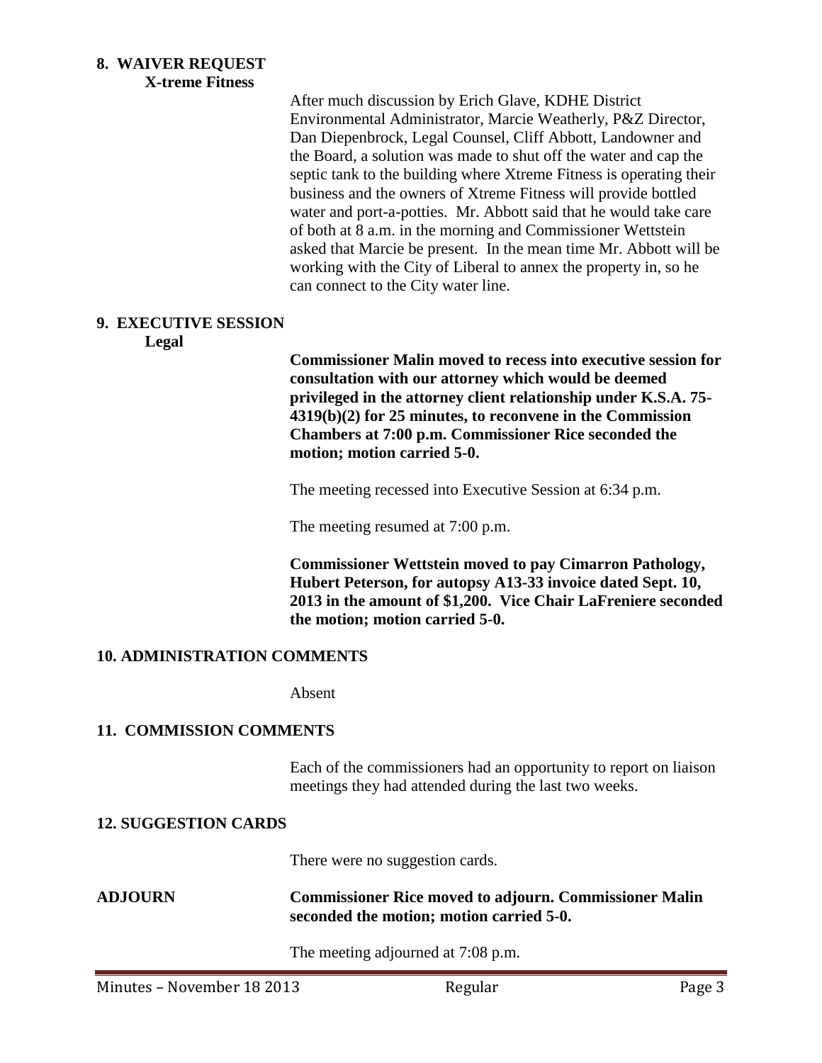## 8. WAIVER REQUEST

**X-treme Fitness**

After much discussion by Erich Glave, KDHE District Environmental Administrator, Marcie Weatherly, P&Z Director, Dan Diepenbrock, Legal Counsel, Cliff Abbott, Landowner and the Board, a solution was made to shut off the water and cap the septic tank to the building where Xtreme Fitness is operating their business and the owners of Xtreme Fitness will provide bottled water and port-a-potties. Mr. Abbott said that he would take care of both at 8 a.m. in the morning and Commissioner Wettstein asked that Marcie be present. In the mean time Mr. Abbott will be working with the City of Liberal to annex the property in, so he can connect to the City water line.

## 9. EXECUTIVE SESSION

**Legal**

**Commissioner Malin moved to recess into executive session for consultation with our attorney which would be deemed privileged in the attorney client relationship under K.S.A. 75-4319(b)(2) for 25 minutes, to reconvene in the Commission Chambers at 7:00 p.m. Commissioner Rice seconded the motion; motion carried 5-0.**

The meeting recessed into Executive Session at 6:34 p.m.

The meeting resumed at 7:00 p.m.

**Commissioner Wettstein moved to pay Cimarron Pathology, Hubert Peterson, for autopsy A13-33 invoice dated Sept. 10, 2013 in the amount of $1,200. Vice Chair LaFreniere seconded the motion; motion carried 5-0.**

## 10. ADMINISTRATION COMMENTS

Absent

## 11. COMMISSION COMMENTS

Each of the commissioners had an opportunity to report on liaison meetings they had attended during the last two weeks.

## 12. SUGGESTION CARDS

There were no suggestion cards.

## ADJOURN

**Commissioner Rice moved to adjourn. Commissioner Malin seconded the motion; motion carried 5-0.**

The meeting adjourned at 7:08 p.m.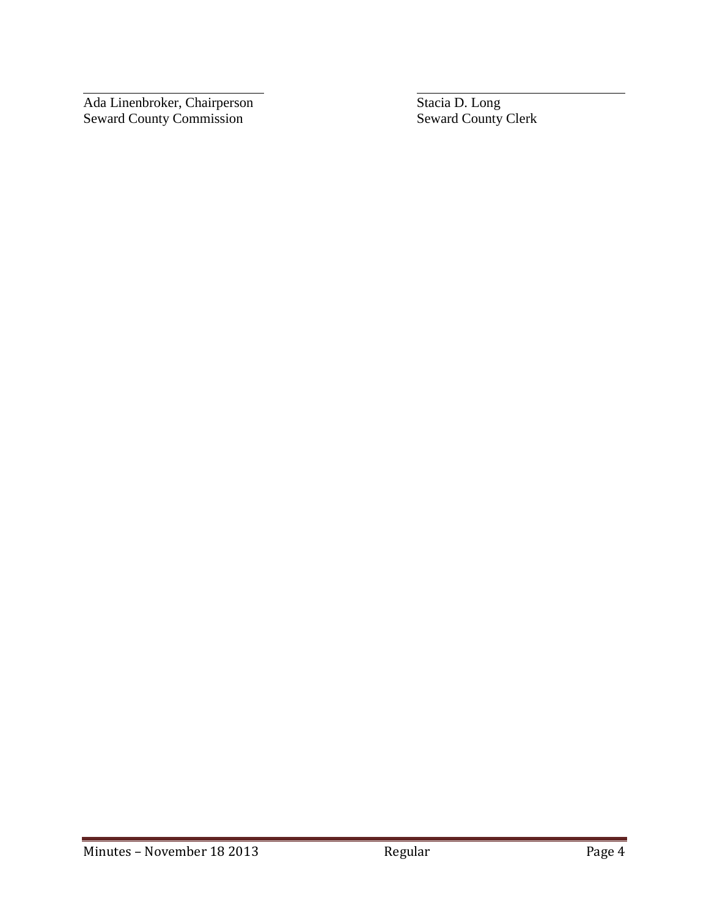\_\_\_\_\_\_\_\_\_\_\_\_\_\_\_\_\_\_\_\_\_\_\_\_\_\_\_\_\_\_\_\_\_\_\_\_\_\_\_\_\_\_\_\_\_\_\_\_\_\_\_\_\_\_\_\_\_\_\_\_\_\_\_\_\_\_\_\_\_\_\_\_\_\_\_\_\_\_\_\_\_\_

Ada Linenbroker, Chairperson
Seward County Commission

\_\_\_\_\_\_\_\_\_\_\_\_\_\_\_\_\_\_\_\_\_\_\_\_\_\_\_\_\_\_\_\_\_\_\_\_\_\_\_\_\_\_\_\_\_\_\_\_\_\_\_\_\_\_\_\_\_\_\_\_\_\_\_\_\_\_\_\_\_\_\_\_\_\_\_\_\_\_\_\_\_\_

Stacia D. Long
Seward County Clerk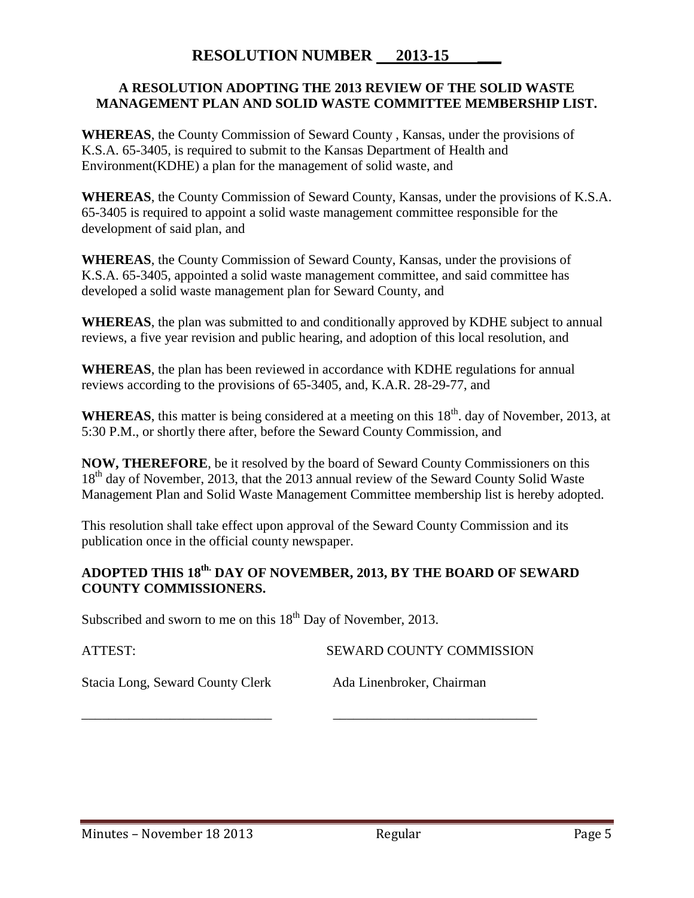# RESOLUTION NUMBER 2013-15

## A RESOLUTION ADOPTING THE 2013 REVIEW OF THE SOLID WASTE MANAGEMENT PLAN AND SOLID WASTE COMMITTEE MEMBERSHIP LIST.

**WHEREAS**, the County Commission of Seward County , Kansas, under the provisions of K.S.A. 65-3405, is required to submit to the Kansas Department of Health and Environment(KDHE) a plan for the management of solid waste, and

**WHEREAS**, the County Commission of Seward County, Kansas, under the provisions of K.S.A. 65-3405 is required to appoint a solid waste management committee responsible for the development of said plan, and

**WHEREAS**, the County Commission of Seward County, Kansas, under the provisions of K.S.A. 65-3405, appointed a solid waste management committee, and said committee has developed a solid waste management plan for Seward County, and

**WHEREAS**, the plan was submitted to and conditionally approved by KDHE subject to annual reviews, a five year revision and public hearing, and adoption of this local resolution, and

**WHEREAS**, the plan has been reviewed in accordance with KDHE regulations for annual reviews according to the provisions of 65-3405, and, K.A.R. 28-29-77, and

**WHEREAS**, this matter is being considered at a meeting on this 18th. day of November, 2013, at 5:30 P.M., or shortly there after, before the Seward County Commission, and

**NOW, THEREFORE**, be it resolved by the board of Seward County Commissioners on this 18th day of November, 2013, that the 2013 annual review of the Seward County Solid Waste Management Plan and Solid Waste Management Committee membership list is hereby adopted.

This resolution shall take effect upon approval of the Seward County Commission and its publication once in the official county newspaper.

**ADOPTED THIS 18th. DAY OF NOVEMBER, 2013, BY THE BOARD OF SEWARD COUNTY COMMISSIONERS.**

Subscribed and sworn to me on this 18th Day of November, 2013.

ATTEST: SEWARD COUNTY COMMISSION

Stacia Long, Seward County Clerk

_____________________________

Ada Linenbroker, Chairman

_____________________________